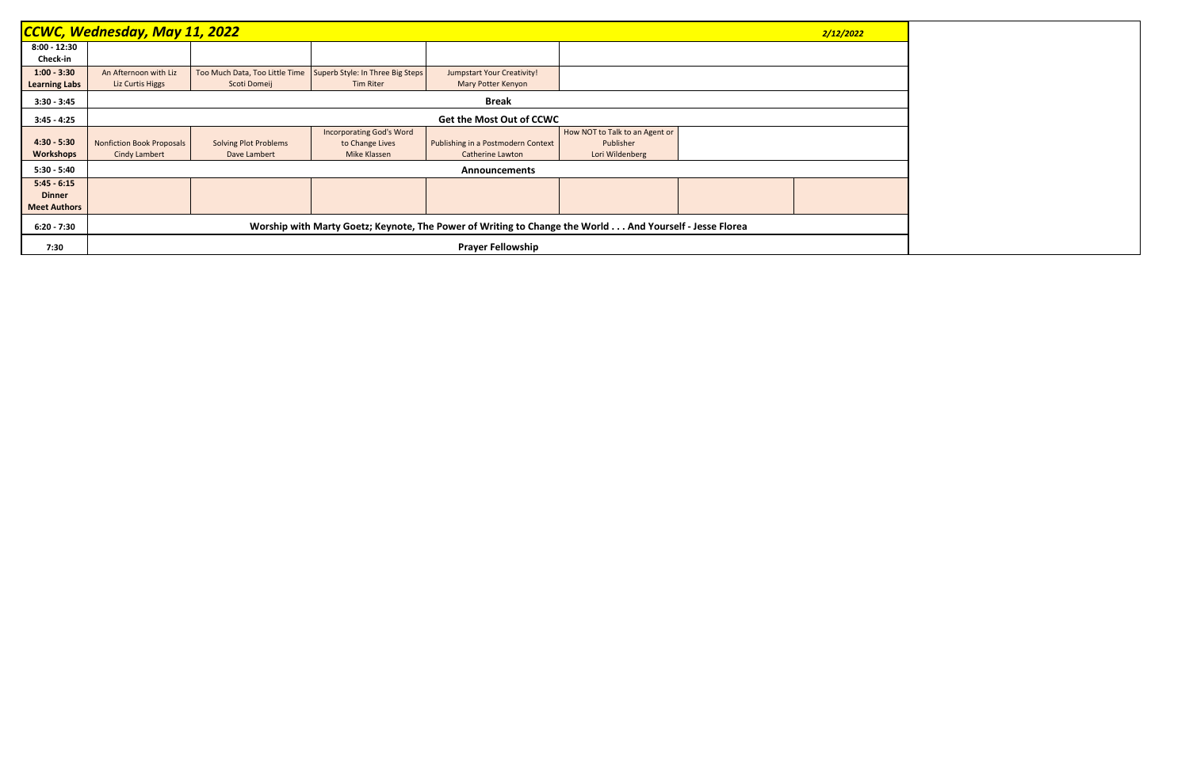## CCWC, Wednesday, May 11, 2022

2/12/2022

| | | | | | | | |
|---|---|---|---|---|---|---|---|
| **8:00 - 12:30 Check-in** | | | | | | | |
| **1:00 - 3:30 Learning Labs** | An Afternoon with Liz<br>Liz Curtis Higgs | Too Much Data, Too Little Time<br>Scoti Domeij | Superb Style: In Three Big Steps<br>Tim Riter | Jumpstart Your Creativity!<br>Mary Potter Kenyon | | | |
| **3:30 - 3:45** | **Break** | | | | | | |
| **3:45 - 4:25** | **Get the Most Out of CCWC** | | | | | | |
| **4:30 - 5:30 Workshops** | Nonfiction Book Proposals<br>Cindy Lambert | Solving Plot Problems<br>Dave Lambert | Incorporating God's Word to Change Lives<br>Mike Klassen | Publishing in a Postmodern Context<br>Catherine Lawton | How NOT to Talk to an Agent or Publisher<br>Lori Wildenberg | | |
| **5:30 - 5:40** | **Announcements** | | | | | | |
| **5:45 - 6:15 Dinner Meet Authors** | | | | | | | |
| **6:20 - 7:30** | **Worship with Marty Goetz; Keynote, The Power of Writing to Change the World . . . And Yourself - Jesse Florea** | | | | | | |
| **7:30** | **Prayer Fellowship** | | | | | | |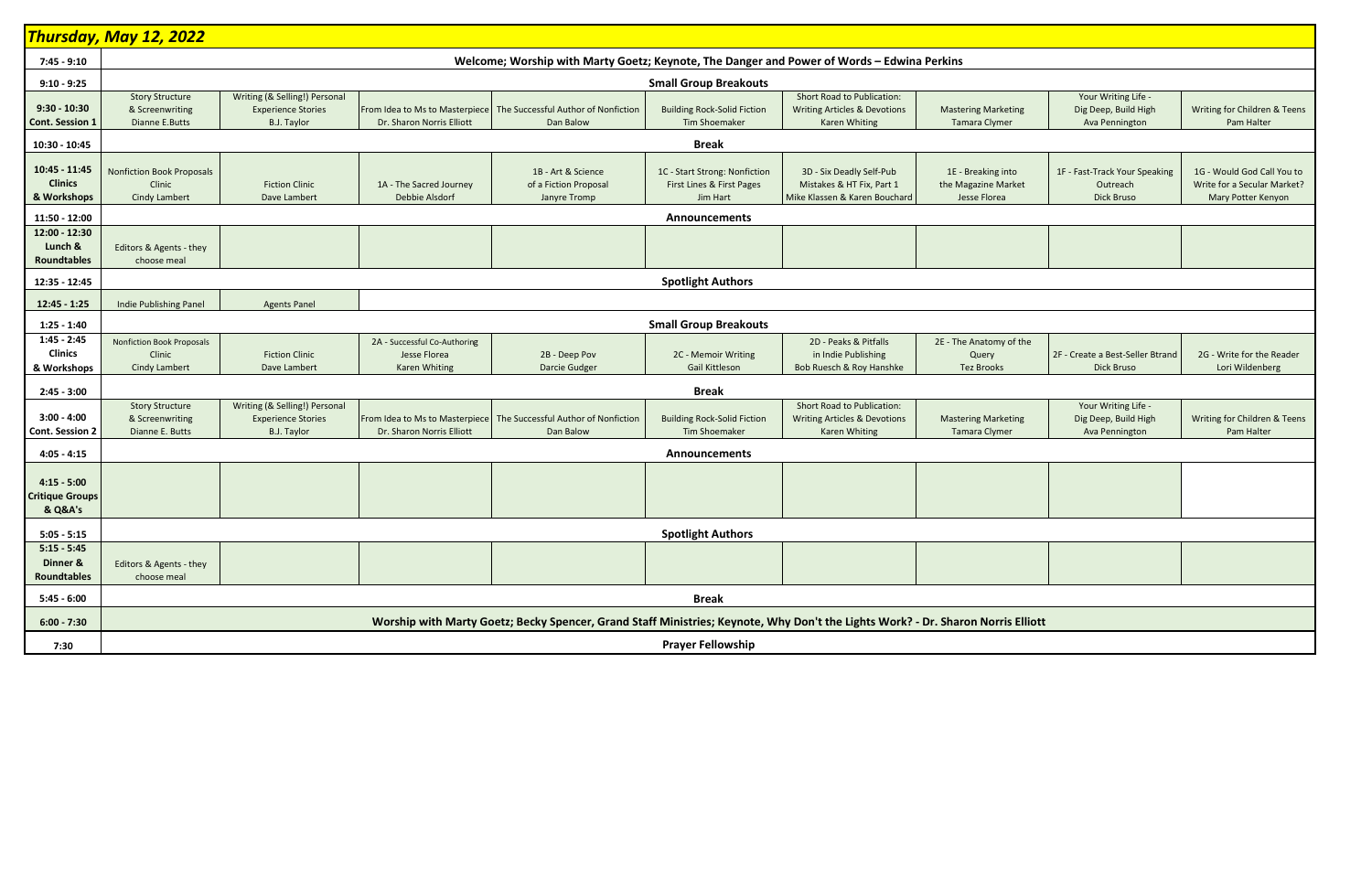## Thursday, May 12, 2022

| Time | | | | | | | | | |
|---|---|---|---|---|---|---|---|---|---|
| 7:45 - 9:10 | Welcome; Worship with Marty Goetz; Keynote, The Danger and Power of Words – Edwina Perkins | | | | | | | | |
| 9:10 - 9:25 | Small Group Breakouts | | | | | | | | |
| 9:30 - 10:30 Cont. Session 1 | Story Structure & Screenwriting Dianne E.Butts | Writing (& Selling!) Personal Experience Stories B.J. Taylor | From Idea to Ms to Masterpiece Dr. Sharon Norris Elliott | The Successful Author of Nonfiction Dan Balow | Building Rock-Solid Fiction Tim Shoemaker | Short Road to Publication: Writing Articles & Devotions Karen Whiting | Mastering Marketing Tamara Clymer | Your Writing Life - Dig Deep, Build High Ava Pennington | Writing for Children & Teens Pam Halter |
| 10:30 - 10:45 | Break | | | | | | | | |
| 10:45 - 11:45 Clinics & Workshops | Nonfiction Book Proposals Clinic Cindy Lambert | Fiction Clinic Dave Lambert | 1A - The Sacred Journey Debbie Alsdorf | 1B - Art & Science of a Fiction Proposal Janyre Tromp | 1C - Start Strong: Nonfiction First Lines & First Pages Jim Hart | 3D - Six Deadly Self-Pub Mistakes & HT Fix, Part 1 Mike Klassen & Karen Bouchard | 1E - Breaking into the Magazine Market Jesse Florea | 1F - Fast-Track Your Speaking Outreach Dick Bruso | 1G - Would God Call You to Write for a Secular Market? Mary Potter Kenyon |
| 11:50 - 12:00 | Announcements | | | | | | | | |
| 12:00 - 12:30 Lunch & Roundtables | Editors & Agents - they choose meal | | | | | | | | |
| 12:35 - 12:45 | Spotlight Authors | | | | | | | | |
| 12:45 - 1:25 | Indie Publishing Panel | Agents Panel | | | | | | | |
| 1:25 - 1:40 | Small Group Breakouts | | | | | | | | |
| 1:45 - 2:45 Clinics & Workshops | Nonfiction Book Proposals Clinic Cindy Lambert | Fiction Clinic Dave Lambert | 2A - Successful Co-Authoring Jesse Florea Karen Whiting | 2B - Deep Pov Darcie Gudger | 2C - Memoir Writing Gail Kittleson | 2D - Peaks & Pitfalls in Indie Publishing Bob Ruesch & Roy Hanshke | 2E - The Anatomy of the Query Tez Brooks | 2F - Create a Best-Seller Btrand Dick Bruso | 2G - Write for the Reader Lori Wildenberg |
| 2:45 - 3:00 | Break | | | | | | | | |
| 3:00 - 4:00 Cont. Session 2 | Story Structure & Screenwriting Dianne E. Butts | Writing (& Selling!) Personal Experience Stories B.J. Taylor | From Idea to Ms to Masterpiece Dr. Sharon Norris Elliott | The Successful Author of Nonfiction Dan Balow | Building Rock-Solid Fiction Tim Shoemaker | Short Road to Publication: Writing Articles & Devotions Karen Whiting | Mastering Marketing Tamara Clymer | Your Writing Life - Dig Deep, Build High Ava Pennington | Writing for Children & Teens Pam Halter |
| 4:05 - 4:15 | Announcements | | | | | | | | |
| 4:15 - 5:00 Critique Groups & Q&A's | | | | | | | | | |
| 5:05 - 5:15 | Spotlight Authors | | | | | | | | |
| 5:15 - 5:45 Dinner & Roundtables | Editors & Agents - they choose meal | | | | | | | | |
| 5:45 - 6:00 | Break | | | | | | | | |
| 6:00 - 7:30 | Worship with Marty Goetz; Becky Spencer, Grand Staff Ministries; Keynote, Why Don't the Lights Work? - Dr. Sharon Norris Elliott | | | | | | | | |
| 7:30 | Prayer Fellowship | | | | | | | | |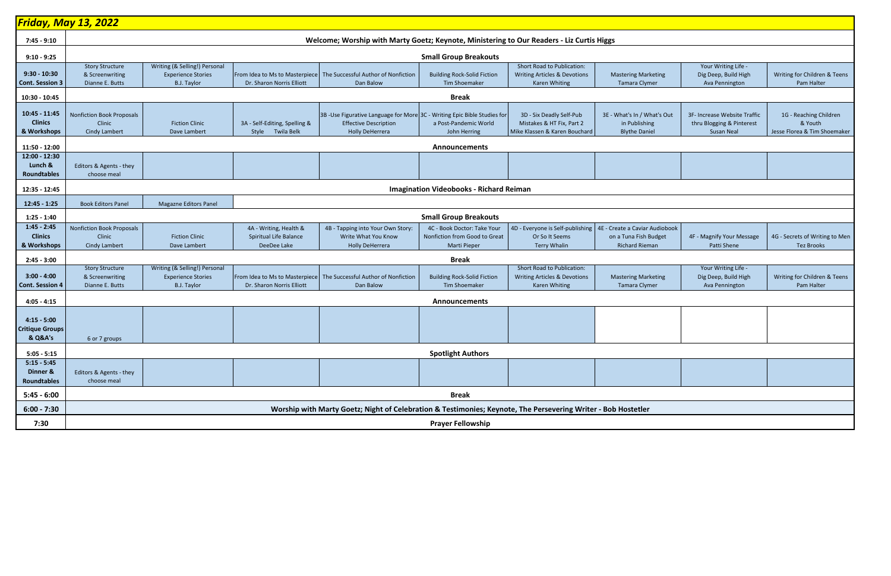## *Friday, May 13, 2022*

| | | | | | | | | | |
|---|---|---|---|---|---|---|---|---|---|
| **7:45 - 9:10** | **Welcome; Worship with Marty Goetz; Keynote, Ministering to Our Readers - Liz Curtis Higgs** | | | | | | | | |
| **9:10 - 9:25** | **Small Group Breakouts** | | | | | | | | |
| **9:30 - 10:30 Cont. Session 3** | Story Structure & Screenwriting Dianne E. Butts | Writing (& Selling!) Personal Experience Stories B.J. Taylor | From Idea to Ms to Masterpiece Dr. Sharon Norris Elliott | The Successful Author of Nonfiction Dan Balow | Building Rock-Solid Fiction Tim Shoemaker | Short Road to Publication: Writing Articles & Devotions Karen Whiting | Mastering Marketing Tamara Clymer | Your Writing Life - Dig Deep, Build High Ava Pennington | Writing for Children & Teens Pam Halter |
| **10:30 - 10:45** | **Break** | | | | | | | | |
| **10:45 - 11:45 Clinics & Workshops** | Nonfiction Book Proposals Clinic Cindy Lambert | Fiction Clinic Dave Lambert | 3A - Self-Editing, Spelling & Style Twila Belk | 3B -Use Figurative Language for More Effective Description Holly DeHerrera | 3C - Writing Epic Bible Studies for a Post-Pandemic World John Herring | 3D - Six Deadly Self-Pub Mistakes & HT Fix, Part 2 Mike Klassen & Karen Bouchard | 3E - What's In / What's Out in Publishing Blythe Daniel | 3F- Increase Website Traffic thru Blogging & Pinterest Susan Neal | 1G - Reaching Children & Youth Jesse Florea & Tim Shoemaker |
| **11:50 - 12:00** | **Announcements** | | | | | | | | |
| **12:00 - 12:30 Lunch & Roundtables** | Editors & Agents - they choose meal | | | | | | | | |
| **12:35 - 12:45** | **Imagination Videobooks - Richard Reiman** | | | | | | | | |
| **12:45 - 1:25** | Book Editors Panel | Magazne Editors Panel | | | | | | | |
| **1:25 - 1:40** | **Small Group Breakouts** | | | | | | | | |
| **1:45 - 2:45 Clinics & Workshops** | Nonfiction Book Proposals Clinic Cindy Lambert | Fiction Clinic Dave Lambert | 4A - Writing, Health & Spiritual Life Balance DeeDee Lake | 4B - Tapping into Your Own Story: Write What You Know Holly DeHerrera | 4C - Book Doctor: Take Your Nonfiction from Good to Great Marti Pieper | 4D - Everyone is Self-publishing Or So It Seems Terry Whalin | 4E - Create a Caviar Audiobook on a Tuna Fish Budget Richard Rieman | 4F - Magnify Your Message Patti Shene | 4G - Secrets of Writing to Men Tez Brooks |
| **2:45 - 3:00** | **Break** | | | | | | | | |
| **3:00 - 4:00 Cont. Session 4** | Story Structure & Screenwriting Dianne E. Butts | Writing (& Selling!) Personal Experience Stories B.J. Taylor | From Idea to Ms to Masterpiece Dr. Sharon Norris Elliott | The Successful Author of Nonfiction Dan Balow | Building Rock-Solid Fiction Tim Shoemaker | Short Road to Publication: Writing Articles & Devotions Karen Whiting | Mastering Marketing Tamara Clymer | Your Writing Life - Dig Deep, Build High Ava Pennington | Writing for Children & Teens Pam Halter |
| **4:05 - 4:15** | **Announcements** | | | | | | | | |
| **4:15 - 5:00 Critique Groups & Q&A's** | 6 or 7 groups | | | | | | | | |
| **5:05 - 5:15** | **Spotlight Authors** | | | | | | | | |
| **5:15 - 5:45 Dinner & Roundtables** | Editors & Agents - they choose meal | | | | | | | | |
| **5:45 - 6:00** | **Break** | | | | | | | | |
| **6:00 - 7:30** | **Worship with Marty Goetz; Night of Celebration & Testimonies; Keynote, The Persevering Writer - Bob Hostetler** | | | | | | | | |
| **7:30** | **Prayer Fellowship** | | | | | | | | |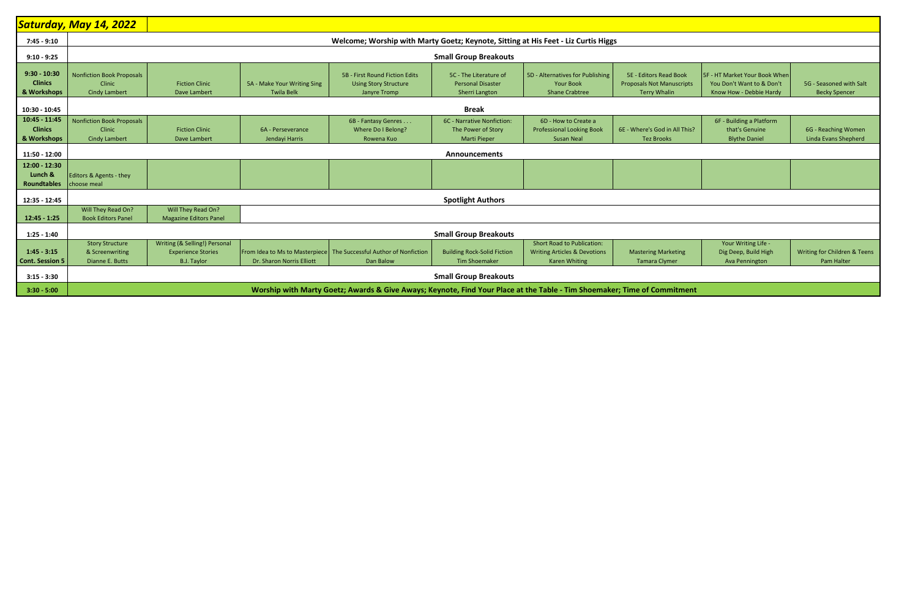| Saturday, May 14, 2022 | | | | | | | | | |
|---|---|---|---|---|---|---|---|---|---|
| 7:45 - 9:10 | Welcome; Worship with Marty Goetz; Keynote, Sitting at His Feet - Liz Curtis Higgs | | | | | | | | |
| 9:10 - 9:25 | Small Group Breakouts | | | | | | | | |
| 9:30 - 10:30 Clinics & Workshops | Nonfiction Book Proposals Clinic Cindy Lambert | Fiction Clinic Dave Lambert | 5A - Make Your Writing Sing Twila Belk | 5B - First Round Fiction Edits Using Story Structure Janyre Tromp | 5C - The Literature of Personal Disaster Sherri Langton | 5D - Alternatives for Publishing Your Book Shane Crabtree | 5E - Editors Read Book Proposals Not Manuscripts Terry Whalin | 5F - HT Market Your Book When You Don't Want to & Don't Know How - Debbie Hardy | 5G - Seasoned with Salt Becky Spencer |
| 10:30 - 10:45 | Break | | | | | | | | |
| 10:45 - 11:45 Clinics & Workshops | Nonfiction Book Proposals Clinic Cindy Lambert | Fiction Clinic Dave Lambert | 6A - Perseverance Jendayi Harris | 6B - Fantasy Genres . . . Where Do I Belong? Rowena Kuo | 6C - Narrative Nonfiction: The Power of Story Marti Pieper | 6D - How to Create a Professional Looking Book Susan Neal | 6E - Where's God in All This? Tez Brooks | 6F - Building a Platform that's Genuine Blythe Daniel | 6G - Reaching Women Linda Evans Shepherd |
| 11:50 - 12:00 | Announcements | | | | | | | | |
| 12:00 - 12:30 Lunch & Roundtables | Editors & Agents - they choose meal | | | | | | | | |
| 12:35 - 12:45 | Spotlight Authors | | | | | | | | |
| 12:45 - 1:25 | Will They Read On? Book Editors Panel | Will They Read On? Magazine Editors Panel | | | | | | | |
| 1:25 - 1:40 | Small Group Breakouts | | | | | | | | |
| 1:45 - 3:15 Cont. Session 5 | Story Structure & Screenwriting Dianne E. Butts | Writing (& Selling!) Personal Experience Stories B.J. Taylor | From Idea to Ms to Masterpiece Dr. Sharon Norris Elliott | The Successful Author of Nonfiction Dan Balow | Building Rock-Solid Fiction Tim Shoemaker | Short Road to Publication: Writing Articles & Devotions Karen Whiting | Mastering Marketing Tamara Clymer | Your Writing Life - Dig Deep, Build High Ava Pennington | Writing for Children & Teens Pam Halter |
| 3:15 - 3:30 | Small Group Breakouts | | | | | | | | |
| 3:30 - 5:00 | Worship with Marty Goetz; Awards & Give Aways; Keynote, Find Your Place at the Table - Tim Shoemaker; Time of Commitment | | | | | | | | |